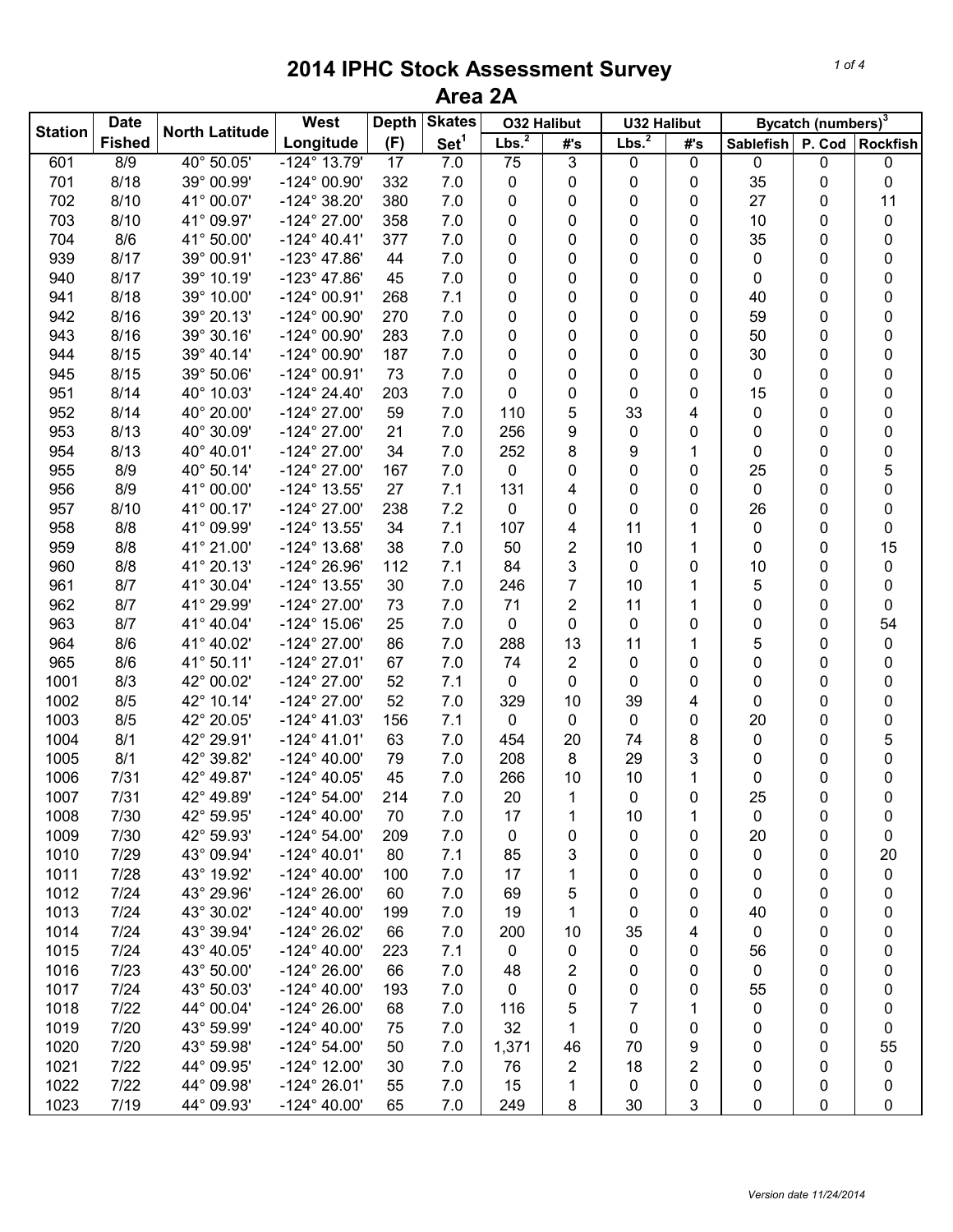# 2014 IPHC Stock Assessment Survey
## Area 2A

| Station | Date Fished | North Latitude | West Longitude | Depth (F) | Skates Set[1] | O32 Halibut | | U32 Halibut | | Bycatch (numbers)[3] | | |
|---|---|---|---|---|---|---|---|---|---|---|---|---|
| | | | | | | Lbs.[2] | #'s | Lbs.[2] | #'s | Sablefish | P. Cod | Rockfish |
| 601 | 8/9 | 40° 50.05' | -124° 13.79' | 17 | 7.0 | 75 | 3 | 0 | 0 | 0 | 0 | 0 |
| 701 | 8/18 | 39° 00.99' | -124° 00.90' | 332 | 7.0 | 0 | 0 | 0 | 0 | 35 | 0 | 0 |
| 702 | 8/10 | 41° 00.07' | -124° 38.20' | 380 | 7.0 | 0 | 0 | 0 | 0 | 27 | 0 | 11 |
| 703 | 8/10 | 41° 09.97' | -124° 27.00' | 358 | 7.0 | 0 | 0 | 0 | 0 | 10 | 0 | 0 |
| 704 | 8/6 | 41° 50.00' | -124° 40.41' | 377 | 7.0 | 0 | 0 | 0 | 0 | 35 | 0 | 0 |
| 939 | 8/17 | 39° 00.91' | -123° 47.86' | 44 | 7.0 | 0 | 0 | 0 | 0 | 0 | 0 | 0 |
| 940 | 8/17 | 39° 10.19' | -123° 47.86' | 45 | 7.0 | 0 | 0 | 0 | 0 | 0 | 0 | 0 |
| 941 | 8/18 | 39° 10.00' | -124° 00.91' | 268 | 7.1 | 0 | 0 | 0 | 0 | 40 | 0 | 0 |
| 942 | 8/16 | 39° 20.13' | -124° 00.90' | 270 | 7.0 | 0 | 0 | 0 | 0 | 59 | 0 | 0 |
| 943 | 8/16 | 39° 30.16' | -124° 00.90' | 283 | 7.0 | 0 | 0 | 0 | 0 | 50 | 0 | 0 |
| 944 | 8/15 | 39° 40.14' | -124° 00.90' | 187 | 7.0 | 0 | 0 | 0 | 0 | 30 | 0 | 0 |
| 945 | 8/15 | 39° 50.06' | -124° 00.91' | 73 | 7.0 | 0 | 0 | 0 | 0 | 0 | 0 | 0 |
| 951 | 8/14 | 40° 10.03' | -124° 24.40' | 203 | 7.0 | 0 | 0 | 0 | 0 | 15 | 0 | 0 |
| 952 | 8/14 | 40° 20.00' | -124° 27.00' | 59 | 7.0 | 110 | 5 | 33 | 4 | 0 | 0 | 0 |
| 953 | 8/13 | 40° 30.09' | -124° 27.00' | 21 | 7.0 | 256 | 9 | 0 | 0 | 0 | 0 | 0 |
| 954 | 8/13 | 40° 40.01' | -124° 27.00' | 34 | 7.0 | 252 | 8 | 9 | 1 | 0 | 0 | 0 |
| 955 | 8/9 | 40° 50.14' | -124° 27.00' | 167 | 7.0 | 0 | 0 | 0 | 0 | 25 | 0 | 5 |
| 956 | 8/9 | 41° 00.00' | -124° 13.55' | 27 | 7.1 | 131 | 4 | 0 | 0 | 0 | 0 | 0 |
| 957 | 8/10 | 41° 00.17' | -124° 27.00' | 238 | 7.2 | 0 | 0 | 0 | 0 | 26 | 0 | 0 |
| 958 | 8/8 | 41° 09.99' | -124° 13.55' | 34 | 7.1 | 107 | 4 | 11 | 1 | 0 | 0 | 0 |
| 959 | 8/8 | 41° 21.00' | -124° 13.68' | 38 | 7.0 | 50 | 2 | 10 | 1 | 0 | 0 | 15 |
| 960 | 8/8 | 41° 20.13' | -124° 26.96' | 112 | 7.1 | 84 | 3 | 0 | 0 | 10 | 0 | 0 |
| 961 | 8/7 | 41° 30.04' | -124° 13.55' | 30 | 7.0 | 246 | 7 | 10 | 1 | 5 | 0 | 0 |
| 962 | 8/7 | 41° 29.99' | -124° 27.00' | 73 | 7.0 | 71 | 2 | 11 | 1 | 0 | 0 | 0 |
| 963 | 8/7 | 41° 40.04' | -124° 15.06' | 25 | 7.0 | 0 | 0 | 0 | 0 | 0 | 0 | 54 |
| 964 | 8/6 | 41° 40.02' | -124° 27.00' | 86 | 7.0 | 288 | 13 | 11 | 1 | 5 | 0 | 0 |
| 965 | 8/6 | 41° 50.11' | -124° 27.01' | 67 | 7.0 | 74 | 2 | 0 | 0 | 0 | 0 | 0 |
| 1001 | 8/3 | 42° 00.02' | -124° 27.00' | 52 | 7.1 | 0 | 0 | 0 | 0 | 0 | 0 | 0 |
| 1002 | 8/5 | 42° 10.14' | -124° 27.00' | 52 | 7.0 | 329 | 10 | 39 | 4 | 0 | 0 | 0 |
| 1003 | 8/5 | 42° 20.05' | -124° 41.03' | 156 | 7.1 | 0 | 0 | 0 | 0 | 20 | 0 | 0 |
| 1004 | 8/1 | 42° 29.91' | -124° 41.01' | 63 | 7.0 | 454 | 20 | 74 | 8 | 0 | 0 | 5 |
| 1005 | 8/1 | 42° 39.82' | -124° 40.00' | 79 | 7.0 | 208 | 8 | 29 | 3 | 0 | 0 | 0 |
| 1006 | 7/31 | 42° 49.87' | -124° 40.05' | 45 | 7.0 | 266 | 10 | 10 | 1 | 0 | 0 | 0 |
| 1007 | 7/31 | 42° 49.89' | -124° 54.00' | 214 | 7.0 | 20 | 1 | 0 | 0 | 25 | 0 | 0 |
| 1008 | 7/30 | 42° 59.95' | -124° 40.00' | 70 | 7.0 | 17 | 1 | 10 | 1 | 0 | 0 | 0 |
| 1009 | 7/30 | 42° 59.93' | -124° 54.00' | 209 | 7.0 | 0 | 0 | 0 | 0 | 20 | 0 | 0 |
| 1010 | 7/29 | 43° 09.94' | -124° 40.01' | 80 | 7.1 | 85 | 3 | 0 | 0 | 0 | 0 | 20 |
| 1011 | 7/28 | 43° 19.92' | -124° 40.00' | 100 | 7.0 | 17 | 1 | 0 | 0 | 0 | 0 | 0 |
| 1012 | 7/24 | 43° 29.96' | -124° 26.00' | 60 | 7.0 | 69 | 5 | 0 | 0 | 0 | 0 | 0 |
| 1013 | 7/24 | 43° 30.02' | -124° 40.00' | 199 | 7.0 | 19 | 1 | 0 | 0 | 40 | 0 | 0 |
| 1014 | 7/24 | 43° 39.94' | -124° 26.02' | 66 | 7.0 | 200 | 10 | 35 | 4 | 0 | 0 | 0 |
| 1015 | 7/24 | 43° 40.05' | -124° 40.00' | 223 | 7.1 | 0 | 0 | 0 | 0 | 56 | 0 | 0 |
| 1016 | 7/23 | 43° 50.00' | -124° 26.00' | 66 | 7.0 | 48 | 2 | 0 | 0 | 0 | 0 | 0 |
| 1017 | 7/24 | 43° 50.03' | -124° 40.00' | 193 | 7.0 | 0 | 0 | 0 | 0 | 55 | 0 | 0 |
| 1018 | 7/22 | 44° 00.04' | -124° 26.00' | 68 | 7.0 | 116 | 5 | 7 | 1 | 0 | 0 | 0 |
| 1019 | 7/20 | 43° 59.99' | -124° 40.00' | 75 | 7.0 | 32 | 1 | 0 | 0 | 0 | 0 | 0 |
| 1020 | 7/20 | 43° 59.98' | -124° 54.00' | 50 | 7.0 | 1,371 | 46 | 70 | 9 | 0 | 0 | 55 |
| 1021 | 7/22 | 44° 09.95' | -124° 12.00' | 30 | 7.0 | 76 | 2 | 18 | 2 | 0 | 0 | 0 |
| 1022 | 7/22 | 44° 09.98' | -124° 26.01' | 55 | 7.0 | 15 | 1 | 0 | 0 | 0 | 0 | 0 |
| 1023 | 7/19 | 44° 09.93' | -124° 40.00' | 65 | 7.0 | 249 | 8 | 30 | 3 | 0 | 0 | 0 |

*Version date 11/24/2014*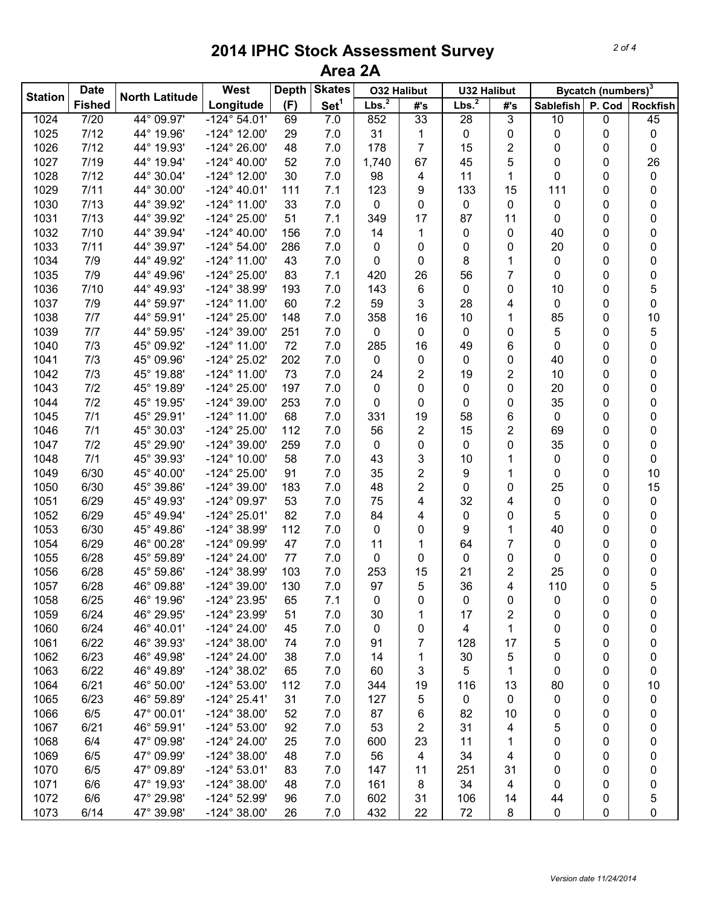# 2014 IPHC Stock Assessment Survey
## Area 2A

| Station | Date Fished | North Latitude | West Longitude | Depth (F) | Skates Set[1] | O32 Halibut | | U32 Halibut | | Bycatch (numbers)[3] | | |
|---|---|---|---|---|---|---|---|---|---|---|---|---|
| | | | | | | Lbs.[2] | #'s | Lbs.[2] | #'s | Sablefish | P. Cod | Rockfish |
| 1024 | 7/20 | 44° 09.97' | -124° 54.01' | 69 | 7.0 | 852 | 33 | 28 | 3 | 10 | 0 | 45 |
| 1025 | 7/12 | 44° 19.96' | -124° 12.00' | 29 | 7.0 | 31 | 1 | 0 | 0 | 0 | 0 | 0 |
| 1026 | 7/12 | 44° 19.93' | -124° 26.00' | 48 | 7.0 | 178 | 7 | 15 | 2 | 0 | 0 | 0 |
| 1027 | 7/19 | 44° 19.94' | -124° 40.00' | 52 | 7.0 | 1,740 | 67 | 45 | 5 | 0 | 0 | 26 |
| 1028 | 7/12 | 44° 30.04' | -124° 12.00' | 30 | 7.0 | 98 | 4 | 11 | 1 | 0 | 0 | 0 |
| 1029 | 7/11 | 44° 30.00' | -124° 40.01' | 111 | 7.1 | 123 | 9 | 133 | 15 | 111 | 0 | 0 |
| 1030 | 7/13 | 44° 39.92' | -124° 11.00' | 33 | 7.0 | 0 | 0 | 0 | 0 | 0 | 0 | 0 |
| 1031 | 7/13 | 44° 39.92' | -124° 25.00' | 51 | 7.1 | 349 | 17 | 87 | 11 | 0 | 0 | 0 |
| 1032 | 7/10 | 44° 39.94' | -124° 40.00' | 156 | 7.0 | 14 | 1 | 0 | 0 | 40 | 0 | 0 |
| 1033 | 7/11 | 44° 39.97' | -124° 54.00' | 286 | 7.0 | 0 | 0 | 0 | 0 | 20 | 0 | 0 |
| 1034 | 7/9 | 44° 49.92' | -124° 11.00' | 43 | 7.0 | 0 | 0 | 8 | 1 | 0 | 0 | 0 |
| 1035 | 7/9 | 44° 49.96' | -124° 25.00' | 83 | 7.1 | 420 | 26 | 56 | 7 | 0 | 0 | 0 |
| 1036 | 7/10 | 44° 49.93' | -124° 38.99' | 193 | 7.0 | 143 | 6 | 0 | 0 | 10 | 0 | 5 |
| 1037 | 7/9 | 44° 59.97' | -124° 11.00' | 60 | 7.2 | 59 | 3 | 28 | 4 | 0 | 0 | 0 |
| 1038 | 7/7 | 44° 59.91' | -124° 25.00' | 148 | 7.0 | 358 | 16 | 10 | 1 | 85 | 0 | 10 |
| 1039 | 7/7 | 44° 59.95' | -124° 39.00' | 251 | 7.0 | 0 | 0 | 0 | 0 | 5 | 0 | 5 |
| 1040 | 7/3 | 45° 09.92' | -124° 11.00' | 72 | 7.0 | 285 | 16 | 49 | 6 | 0 | 0 | 0 |
| 1041 | 7/3 | 45° 09.96' | -124° 25.02' | 202 | 7.0 | 0 | 0 | 0 | 0 | 40 | 0 | 0 |
| 1042 | 7/3 | 45° 19.88' | -124° 11.00' | 73 | 7.0 | 24 | 2 | 19 | 2 | 10 | 0 | 0 |
| 1043 | 7/2 | 45° 19.89' | -124° 25.00' | 197 | 7.0 | 0 | 0 | 0 | 0 | 20 | 0 | 0 |
| 1044 | 7/2 | 45° 19.95' | -124° 39.00' | 253 | 7.0 | 0 | 0 | 0 | 0 | 35 | 0 | 0 |
| 1045 | 7/1 | 45° 29.91' | -124° 11.00' | 68 | 7.0 | 331 | 19 | 58 | 6 | 0 | 0 | 0 |
| 1046 | 7/1 | 45° 30.03' | -124° 25.00' | 112 | 7.0 | 56 | 2 | 15 | 2 | 69 | 0 | 0 |
| 1047 | 7/2 | 45° 29.90' | -124° 39.00' | 259 | 7.0 | 0 | 0 | 0 | 0 | 35 | 0 | 0 |
| 1048 | 7/1 | 45° 39.93' | -124° 10.00' | 58 | 7.0 | 43 | 3 | 10 | 1 | 0 | 0 | 0 |
| 1049 | 6/30 | 45° 40.00' | -124° 25.00' | 91 | 7.0 | 35 | 2 | 9 | 1 | 0 | 0 | 10 |
| 1050 | 6/30 | 45° 39.86' | -124° 39.00' | 183 | 7.0 | 48 | 2 | 0 | 0 | 25 | 0 | 15 |
| 1051 | 6/29 | 45° 49.93' | -124° 09.97' | 53 | 7.0 | 75 | 4 | 32 | 4 | 0 | 0 | 0 |
| 1052 | 6/29 | 45° 49.94' | -124° 25.01' | 82 | 7.0 | 84 | 4 | 0 | 0 | 5 | 0 | 0 |
| 1053 | 6/30 | 45° 49.86' | -124° 38.99' | 112 | 7.0 | 0 | 0 | 9 | 1 | 40 | 0 | 0 |
| 1054 | 6/29 | 46° 00.28' | -124° 09.99' | 47 | 7.0 | 11 | 1 | 64 | 7 | 0 | 0 | 0 |
| 1055 | 6/28 | 45° 59.89' | -124° 24.00' | 77 | 7.0 | 0 | 0 | 0 | 0 | 0 | 0 | 0 |
| 1056 | 6/28 | 45° 59.86' | -124° 38.99' | 103 | 7.0 | 253 | 15 | 21 | 2 | 25 | 0 | 0 |
| 1057 | 6/28 | 46° 09.88' | -124° 39.00' | 130 | 7.0 | 97 | 5 | 36 | 4 | 110 | 0 | 5 |
| 1058 | 6/25 | 46° 19.96' | -124° 23.95' | 65 | 7.1 | 0 | 0 | 0 | 0 | 0 | 0 | 0 |
| 1059 | 6/24 | 46° 29.95' | -124° 23.99' | 51 | 7.0 | 30 | 1 | 17 | 2 | 0 | 0 | 0 |
| 1060 | 6/24 | 46° 40.01' | -124° 24.00' | 45 | 7.0 | 0 | 0 | 4 | 1 | 0 | 0 | 0 |
| 1061 | 6/22 | 46° 39.93' | -124° 38.00' | 74 | 7.0 | 91 | 7 | 128 | 17 | 5 | 0 | 0 |
| 1062 | 6/23 | 46° 49.98' | -124° 24.00' | 38 | 7.0 | 14 | 1 | 30 | 5 | 0 | 0 | 0 |
| 1063 | 6/22 | 46° 49.89' | -124° 38.02' | 65 | 7.0 | 60 | 3 | 5 | 1 | 0 | 0 | 0 |
| 1064 | 6/21 | 46° 50.00' | -124° 53.00' | 112 | 7.0 | 344 | 19 | 116 | 13 | 80 | 0 | 10 |
| 1065 | 6/23 | 46° 59.89' | -124° 25.41' | 31 | 7.0 | 127 | 5 | 0 | 0 | 0 | 0 | 0 |
| 1066 | 6/5 | 47° 00.01' | -124° 38.00' | 52 | 7.0 | 87 | 6 | 82 | 10 | 0 | 0 | 0 |
| 1067 | 6/21 | 46° 59.91' | -124° 53.00' | 92 | 7.0 | 53 | 2 | 31 | 4 | 5 | 0 | 0 |
| 1068 | 6/4 | 47° 09.98' | -124° 24.00' | 25 | 7.0 | 600 | 23 | 11 | 1 | 0 | 0 | 0 |
| 1069 | 6/5 | 47° 09.99' | -124° 38.00' | 48 | 7.0 | 56 | 4 | 34 | 4 | 0 | 0 | 0 |
| 1070 | 6/5 | 47° 09.89' | -124° 53.01' | 83 | 7.0 | 147 | 11 | 251 | 31 | 0 | 0 | 0 |
| 1071 | 6/6 | 47° 19.93' | -124° 38.00' | 48 | 7.0 | 161 | 8 | 34 | 4 | 0 | 0 | 0 |
| 1072 | 6/6 | 47° 29.98' | -124° 52.99' | 96 | 7.0 | 602 | 31 | 106 | 14 | 44 | 0 | 5 |
| 1073 | 6/14 | 47° 39.98' | -124° 38.00' | 26 | 7.0 | 432 | 22 | 72 | 8 | 0 | 0 | 0 |

*Version date 11/24/2014*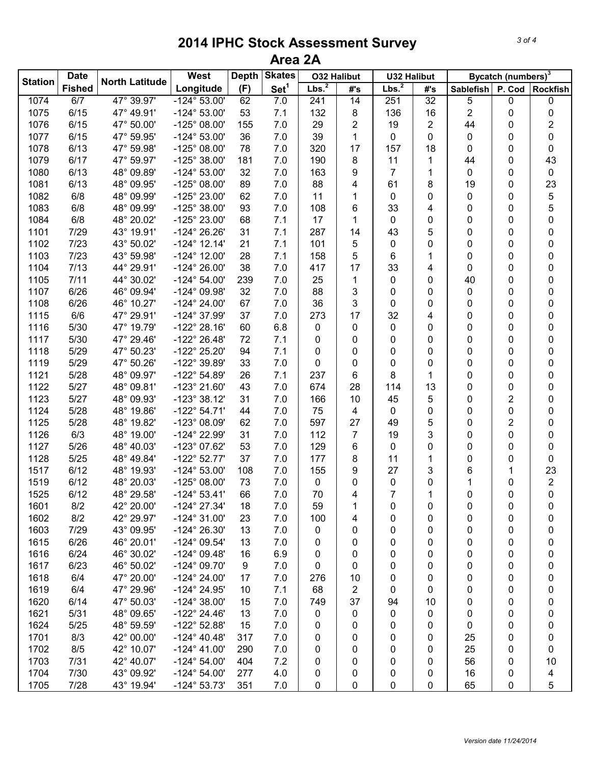# 2014 IPHC Stock Assessment Survey

## Area 2A

| Station | Date Fished | North Latitude | West Longitude | Depth (F) | Skates Set[1] | O32 Halibut | | U32 Halibut | | Bycatch (numbers)[3] | | |
|---|---|---|---|---|---|---|---|---|---|---|---|---|
| | | | | | | Lbs.[2] | #'s | Lbs.[2] | #'s | Sablefish | P. Cod | Rockfish |
| 1074 | 6/7 | 47° 39.97' | -124° 53.00' | 62 | 7.0 | 241 | 14 | 251 | 32 | 5 | 0 | 0 |
| 1075 | 6/15 | 47° 49.91' | -124° 53.00' | 53 | 7.1 | 132 | 8 | 136 | 16 | 2 | 0 | 0 |
| 1076 | 6/15 | 47° 50.00' | -125° 08.00' | 155 | 7.0 | 29 | 2 | 19 | 2 | 44 | 0 | 2 |
| 1077 | 6/15 | 47° 59.95' | -124° 53.00' | 36 | 7.0 | 39 | 1 | 0 | 0 | 0 | 0 | 0 |
| 1078 | 6/13 | 47° 59.98' | -125° 08.00' | 78 | 7.0 | 320 | 17 | 157 | 18 | 0 | 0 | 0 |
| 1079 | 6/17 | 47° 59.97' | -125° 38.00' | 181 | 7.0 | 190 | 8 | 11 | 1 | 44 | 0 | 43 |
| 1080 | 6/13 | 48° 09.89' | -124° 53.00' | 32 | 7.0 | 163 | 9 | 7 | 1 | 0 | 0 | 0 |
| 1081 | 6/13 | 48° 09.95' | -125° 08.00' | 89 | 7.0 | 88 | 4 | 61 | 8 | 19 | 0 | 23 |
| 1082 | 6/8 | 48° 09.99' | -125° 23.00' | 62 | 7.0 | 11 | 1 | 0 | 0 | 0 | 0 | 5 |
| 1083 | 6/8 | 48° 09.99' | -125° 38.00' | 93 | 7.0 | 108 | 6 | 33 | 4 | 0 | 0 | 5 |
| 1084 | 6/8 | 48° 20.02' | -125° 23.00' | 68 | 7.1 | 17 | 1 | 0 | 0 | 0 | 0 | 0 |
| 1101 | 7/29 | 43° 19.91' | -124° 26.26' | 31 | 7.1 | 287 | 14 | 43 | 5 | 0 | 0 | 0 |
| 1102 | 7/23 | 43° 50.02' | -124° 12.14' | 21 | 7.1 | 101 | 5 | 0 | 0 | 0 | 0 | 0 |
| 1103 | 7/23 | 43° 59.98' | -124° 12.00' | 28 | 7.1 | 158 | 5 | 6 | 1 | 0 | 0 | 0 |
| 1104 | 7/13 | 44° 29.91' | -124° 26.00' | 38 | 7.0 | 417 | 17 | 33 | 4 | 0 | 0 | 0 |
| 1105 | 7/11 | 44° 30.02' | -124° 54.00' | 239 | 7.0 | 25 | 1 | 0 | 0 | 40 | 0 | 0 |
| 1107 | 6/26 | 46° 09.94' | -124° 09.98' | 32 | 7.0 | 88 | 3 | 0 | 0 | 0 | 0 | 0 |
| 1108 | 6/26 | 46° 10.27' | -124° 24.00' | 67 | 7.0 | 36 | 3 | 0 | 0 | 0 | 0 | 0 |
| 1115 | 6/6 | 47° 29.91' | -124° 37.99' | 37 | 7.0 | 273 | 17 | 32 | 4 | 0 | 0 | 0 |
| 1116 | 5/30 | 47° 19.79' | -122° 28.16' | 60 | 6.8 | 0 | 0 | 0 | 0 | 0 | 0 | 0 |
| 1117 | 5/30 | 47° 29.46' | -122° 26.48' | 72 | 7.1 | 0 | 0 | 0 | 0 | 0 | 0 | 0 |
| 1118 | 5/29 | 47° 50.23' | -122° 25.20' | 94 | 7.1 | 0 | 0 | 0 | 0 | 0 | 0 | 0 |
| 1119 | 5/29 | 47° 50.26' | -122° 39.89' | 33 | 7.0 | 0 | 0 | 0 | 0 | 0 | 0 | 0 |
| 1121 | 5/28 | 48° 09.97' | -122° 54.89' | 26 | 7.1 | 237 | 6 | 8 | 1 | 0 | 0 | 0 |
| 1122 | 5/27 | 48° 09.81' | -123° 21.60' | 43 | 7.0 | 674 | 28 | 114 | 13 | 0 | 0 | 0 |
| 1123 | 5/27 | 48° 09.93' | -123° 38.12' | 31 | 7.0 | 166 | 10 | 45 | 5 | 0 | 2 | 0 |
| 1124 | 5/28 | 48° 19.86' | -122° 54.71' | 44 | 7.0 | 75 | 4 | 0 | 0 | 0 | 0 | 0 |
| 1125 | 5/28 | 48° 19.82' | -123° 08.09' | 62 | 7.0 | 597 | 27 | 49 | 5 | 0 | 2 | 0 |
| 1126 | 6/3 | 48° 19.00' | -124° 22.99' | 31 | 7.0 | 112 | 7 | 19 | 3 | 0 | 0 | 0 |
| 1127 | 5/26 | 48° 40.03' | -123° 07.62' | 53 | 7.0 | 129 | 6 | 0 | 0 | 0 | 0 | 0 |
| 1128 | 5/25 | 48° 49.84' | -122° 52.77' | 37 | 7.0 | 177 | 8 | 11 | 1 | 0 | 0 | 0 |
| 1517 | 6/12 | 48° 19.93' | -124° 53.00' | 108 | 7.0 | 155 | 9 | 27 | 3 | 6 | 1 | 23 |
| 1519 | 6/12 | 48° 20.03' | -125° 08.00' | 73 | 7.0 | 0 | 0 | 0 | 0 | 1 | 0 | 2 |
| 1525 | 6/12 | 48° 29.58' | -124° 53.41' | 66 | 7.0 | 70 | 4 | 7 | 1 | 0 | 0 | 0 |
| 1601 | 8/2 | 42° 20.00' | -124° 27.34' | 18 | 7.0 | 59 | 1 | 0 | 0 | 0 | 0 | 0 |
| 1602 | 8/2 | 42° 29.97' | -124° 31.00' | 23 | 7.0 | 100 | 4 | 0 | 0 | 0 | 0 | 0 |
| 1603 | 7/29 | 43° 09.95' | -124° 26.30' | 13 | 7.0 | 0 | 0 | 0 | 0 | 0 | 0 | 0 |
| 1615 | 6/26 | 46° 20.01' | -124° 09.54' | 13 | 7.0 | 0 | 0 | 0 | 0 | 0 | 0 | 0 |
| 1616 | 6/24 | 46° 30.02' | -124° 09.48' | 16 | 6.9 | 0 | 0 | 0 | 0 | 0 | 0 | 0 |
| 1617 | 6/23 | 46° 50.02' | -124° 09.70' | 9 | 7.0 | 0 | 0 | 0 | 0 | 0 | 0 | 0 |
| 1618 | 6/4 | 47° 20.00' | -124° 24.00' | 17 | 7.0 | 276 | 10 | 0 | 0 | 0 | 0 | 0 |
| 1619 | 6/4 | 47° 29.96' | -124° 24.95' | 10 | 7.1 | 68 | 2 | 0 | 0 | 0 | 0 | 0 |
| 1620 | 6/14 | 47° 50.03' | -124° 38.00' | 15 | 7.0 | 749 | 37 | 94 | 10 | 0 | 0 | 0 |
| 1621 | 5/31 | 48° 09.65' | -122° 24.46' | 13 | 7.0 | 0 | 0 | 0 | 0 | 0 | 0 | 0 |
| 1624 | 5/25 | 48° 59.59' | -122° 52.88' | 15 | 7.0 | 0 | 0 | 0 | 0 | 0 | 0 | 0 |
| 1701 | 8/3 | 42° 00.00' | -124° 40.48' | 317 | 7.0 | 0 | 0 | 0 | 0 | 25 | 0 | 0 |
| 1702 | 8/5 | 42° 10.07' | -124° 41.00' | 290 | 7.0 | 0 | 0 | 0 | 0 | 25 | 0 | 0 |
| 1703 | 7/31 | 42° 40.07' | -124° 54.00' | 404 | 7.2 | 0 | 0 | 0 | 0 | 56 | 0 | 10 |
| 1704 | 7/30 | 43° 09.92' | -124° 54.00' | 277 | 4.0 | 0 | 0 | 0 | 0 | 16 | 0 | 4 |
| 1705 | 7/28 | 43° 19.94' | -124° 53.73' | 351 | 7.0 | 0 | 0 | 0 | 0 | 65 | 0 | 5 |

*Version date 11/24/2014*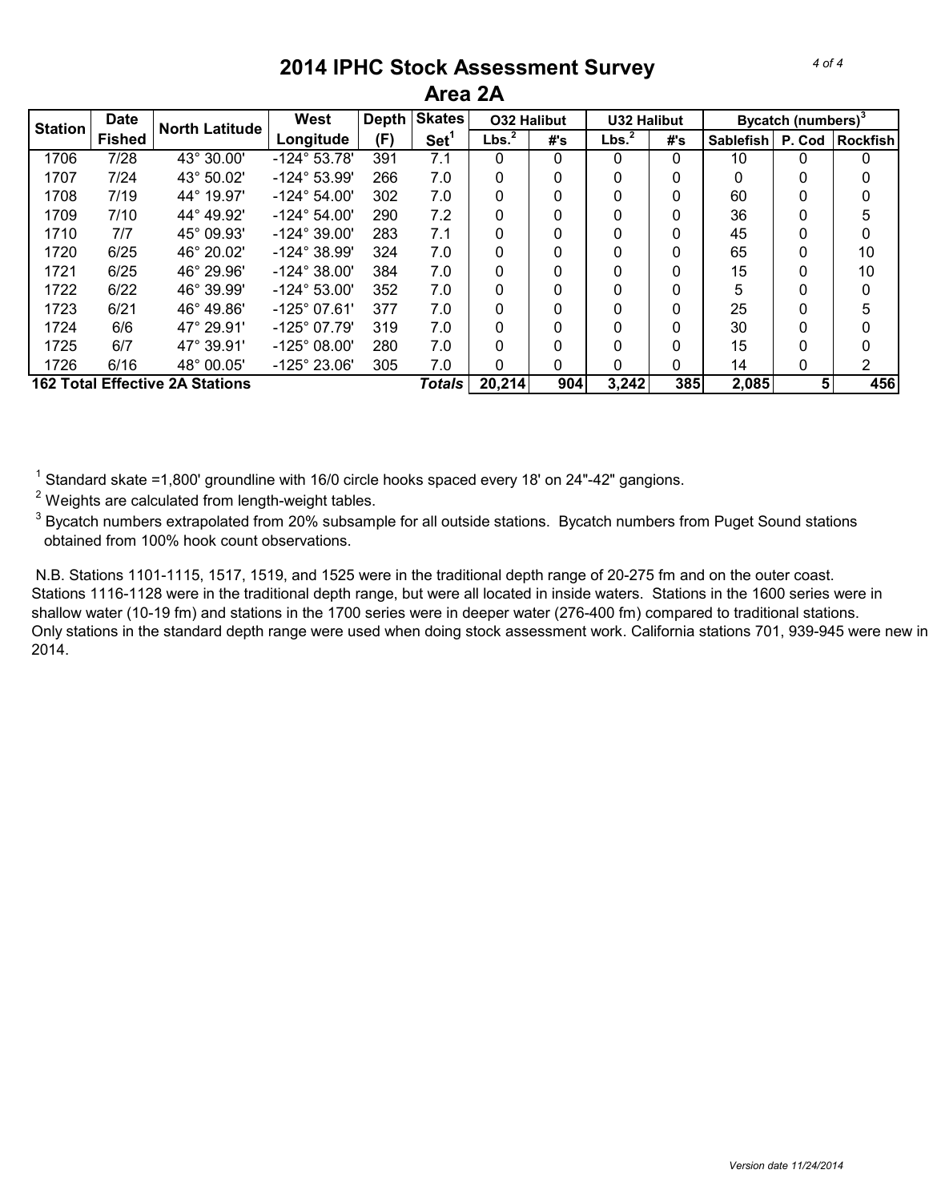# 2014 IPHC Stock Assessment Survey
## Area 2A

| Station | Date Fished | North Latitude | West Longitude | Depth (F) | Skates Set[1] | O32 Halibut | | U32 Halibut | | Bycatch (numbers)[3] | | |
|---|---|---|---|---|---|---|---|---|---|---|---|---|
| | | | | | | Lbs.[2] | #'s | Lbs.[2] | #'s | Sablefish | P. Cod | Rockfish |
| 1706 | 7/28 | 43° 30.00' | -124° 53.78' | 391 | 7.1 | 0 | 0 | 0 | 0 | 10 | 0 | 0 |
| 1707 | 7/24 | 43° 50.02' | -124° 53.99' | 266 | 7.0 | 0 | 0 | 0 | 0 | 0 | 0 | 0 |
| 1708 | 7/19 | 44° 19.97' | -124° 54.00' | 302 | 7.0 | 0 | 0 | 0 | 0 | 60 | 0 | 0 |
| 1709 | 7/10 | 44° 49.92' | -124° 54.00' | 290 | 7.2 | 0 | 0 | 0 | 0 | 36 | 0 | 5 |
| 1710 | 7/7 | 45° 09.93' | -124° 39.00' | 283 | 7.1 | 0 | 0 | 0 | 0 | 45 | 0 | 0 |
| 1720 | 6/25 | 46° 20.02' | -124° 38.99' | 324 | 7.0 | 0 | 0 | 0 | 0 | 65 | 0 | 10 |
| 1721 | 6/25 | 46° 29.96' | -124° 38.00' | 384 | 7.0 | 0 | 0 | 0 | 0 | 15 | 0 | 10 |
| 1722 | 6/22 | 46° 39.99' | -124° 53.00' | 352 | 7.0 | 0 | 0 | 0 | 0 | 5 | 0 | 0 |
| 1723 | 6/21 | 46° 49.86' | -125° 07.61' | 377 | 7.0 | 0 | 0 | 0 | 0 | 25 | 0 | 5 |
| 1724 | 6/6 | 47° 29.91' | -125° 07.79' | 319 | 7.0 | 0 | 0 | 0 | 0 | 30 | 0 | 0 |
| 1725 | 6/7 | 47° 39.91' | -125° 08.00' | 280 | 7.0 | 0 | 0 | 0 | 0 | 15 | 0 | 0 |
| 1726 | 6/16 | 48° 00.05' | -125° 23.06' | 305 | 7.0 | 0 | 0 | 0 | 0 | 14 | 0 | 2 |
| **162 Total Effective 2A Stations** | | | | | ***Totals*** | **20,214** | **904** | **3,242** | **385** | **2,085** | **5** | **456** |

[1] Standard skate =1,800' groundline with 16/0 circle hooks spaced every 18' on 24"-42" gangions.

[2] Weights are calculated from length-weight tables.

[3] Bycatch numbers extrapolated from 20% subsample for all outside stations. Bycatch numbers from Puget Sound stations obtained from 100% hook count observations.

N.B. Stations 1101-1115, 1517, 1519, and 1525 were in the traditional depth range of 20-275 fm and on the outer coast. Stations 1116-1128 were in the traditional depth range, but were all located in inside waters. Stations in the 1600 series were in shallow water (10-19 fm) and stations in the 1700 series were in deeper water (276-400 fm) compared to traditional stations. Only stations in the standard depth range were used when doing stock assessment work. California stations 701, 939-945 were new in 2014.

*Version date 11/24/2014*